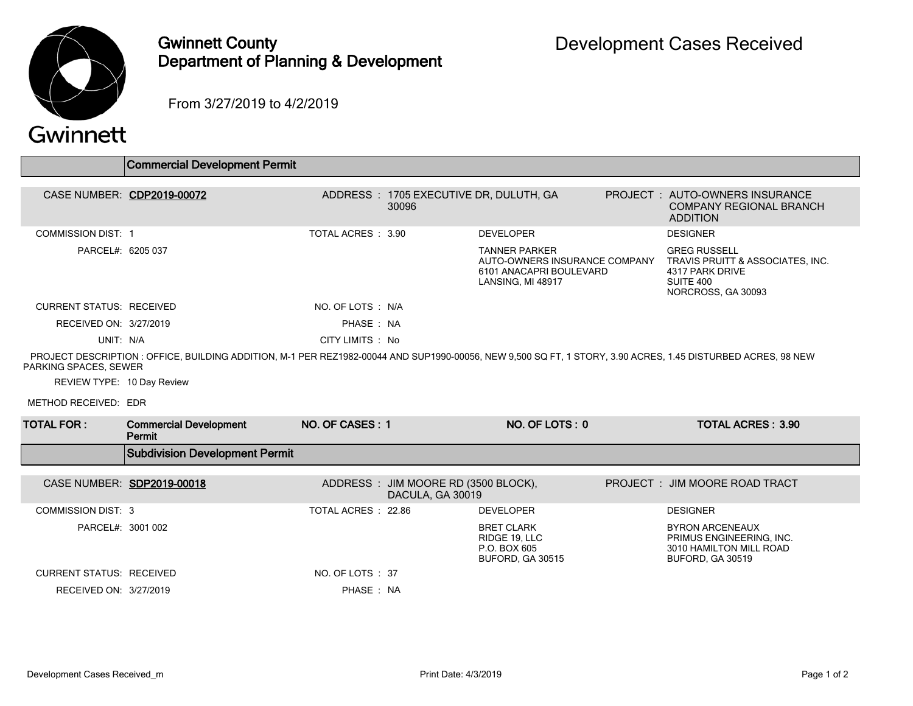# Gwinnett County Department of Planning & Development

## Development Cases Received

From 3/27/2019 to 4/2/2019

## Commercial Development Permit

**CASE NUMBER:** CDP2019-00072

**ADDRESS:** 1705 EXECUTIVE DR, DULUTH, GA 30096

**PROJECT:** AUTO-OWNERS INSURANCE COMPANY REGIONAL BRANCH ADDITION

COMMISSION DIST: 1

TOTAL ACRES: 3.90

PARCEL#: 6205 037

**DEVELOPER**

TANNER PARKER
AUTO-OWNERS INSURANCE COMPANY
6101 ANACAPRI BOULEVARD
LANSING, MI 48917

**DESIGNER**

GREG RUSSELL
TRAVIS PRUITT & ASSOCIATES, INC.
4317 PARK DRIVE
SUITE 400
NORCROSS, GA 30093

CURRENT STATUS: RECEIVED

NO. OF LOTS: N/A

RECEIVED ON: 3/27/2019

PHASE: NA

UNIT: N/A

CITY LIMITS: No

PROJECT DESCRIPTION : OFFICE, BUILDING ADDITION, M-1 PER REZ1982-00044 AND SUP1990-00056, NEW 9,500 SQ FT, 1 STORY, 3.90 ACRES, 1.45 DISTURBED ACRES, 98 NEW PARKING SPACES, SEWER

REVIEW TYPE: 10 Day Review

METHOD RECEIVED: EDR

| TOTAL FOR : | Commercial Development Permit | NO. OF CASES : 1 | NO. OF LOTS : 0 | TOTAL ACRES : 3.90 |
|---|---|---|---|---|

## Subdivision Development Permit

**CASE NUMBER:** SDP2019-00018

**ADDRESS:** JIM MOORE RD (3500 BLOCK), DACULA, GA 30019

**PROJECT:** JIM MOORE ROAD TRACT

COMMISSION DIST: 3

TOTAL ACRES: 22.86

PARCEL#: 3001 002

**DEVELOPER**

BRET CLARK
RIDGE 19, LLC
P.O. BOX 605
BUFORD, GA 30515

**DESIGNER**

BYRON ARCENEAUX
PRIMUS ENGINEERING, INC.
3010 HAMILTON MILL ROAD
BUFORD, GA 30519

CURRENT STATUS: RECEIVED

NO. OF LOTS: 37

RECEIVED ON: 3/27/2019

PHASE: NA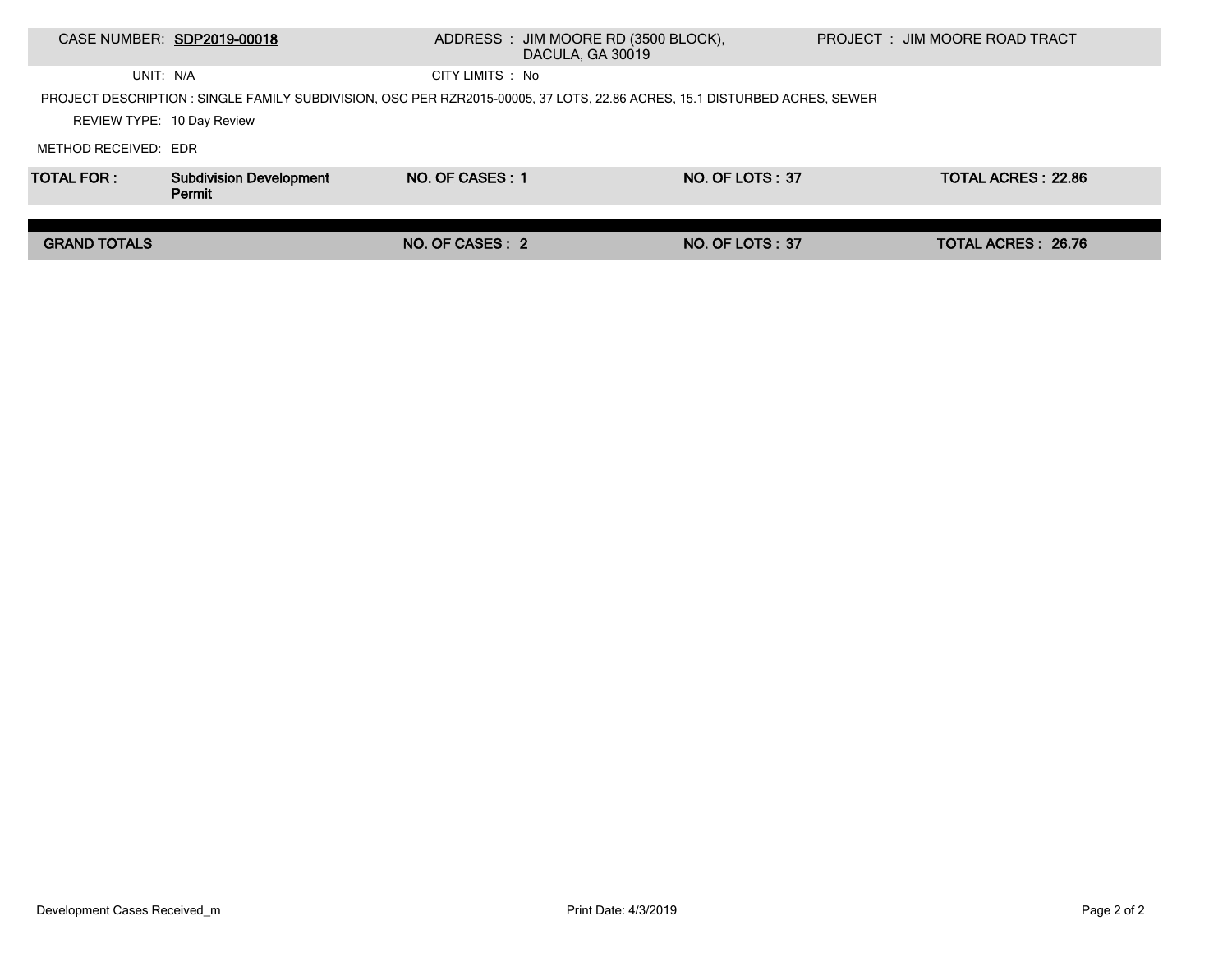| CASE NUMBER: **SDP2019-00018** | ADDRESS : JIM MOORE RD (3500 BLOCK), DACULA, GA 30019 | PROJECT : JIM MOORE ROAD TRACT |
|---|---|---|
| UNIT: N/A | CITY LIMITS : No | |

PROJECT DESCRIPTION : SINGLE FAMILY SUBDIVISION, OSC PER RZR2015-00005, 37 LOTS, 22.86 ACRES, 15.1 DISTURBED ACRES, SEWER

REVIEW TYPE: 10 Day Review

METHOD RECEIVED: EDR

| **TOTAL FOR :** | **Subdivision Development Permit** | **NO. OF CASES : 1** | **NO. OF LOTS : 37** | **TOTAL ACRES : 22.86** |
|---|---|---|---|---|
| **GRAND TOTALS** | | **NO. OF CASES : 2** | **NO. OF LOTS : 37** | **TOTAL ACRES : 26.76** |

Development Cases Received_m

Print Date: 4/3/2019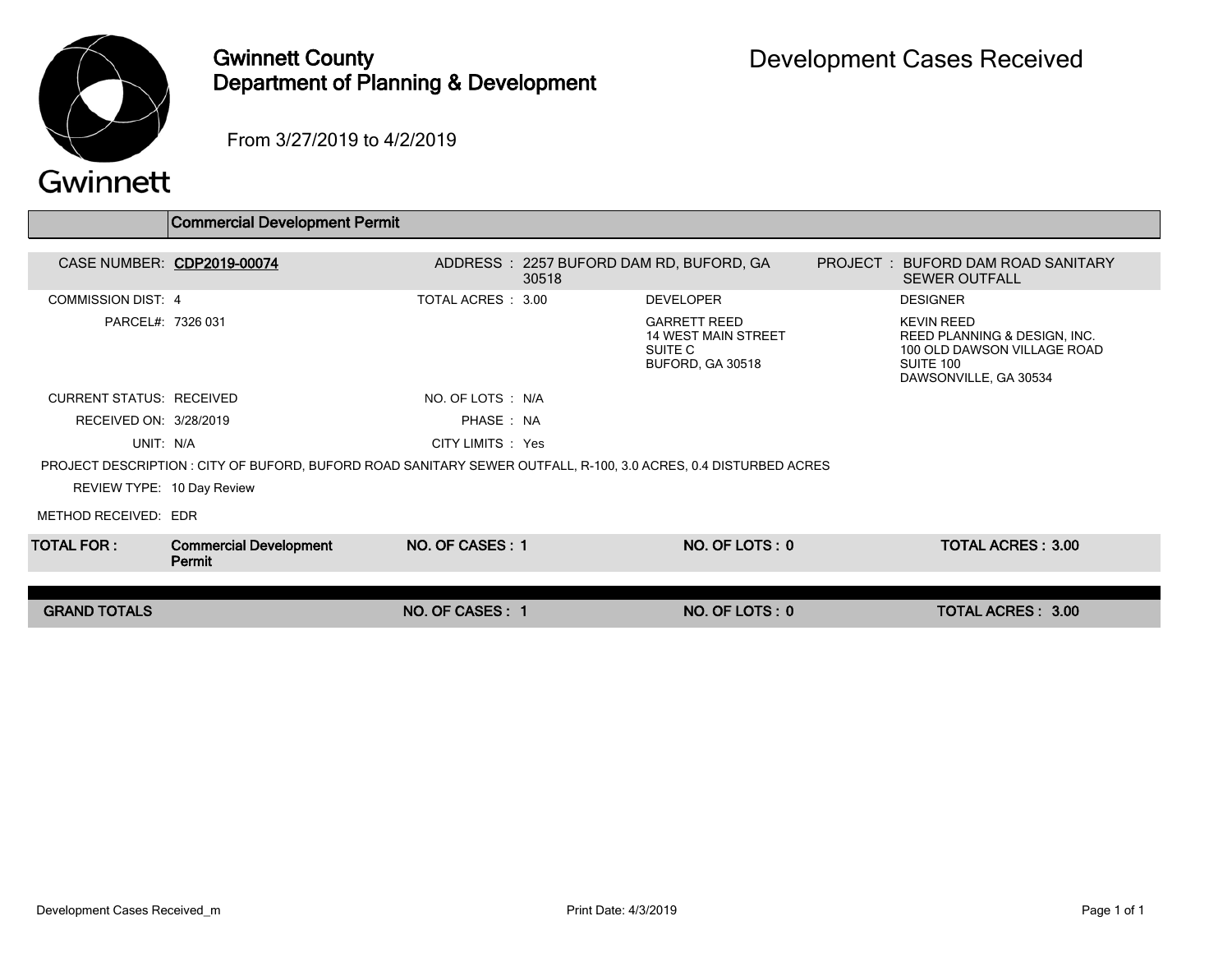# Gwinnett County Department of Planning & Development

## Development Cases Received

From 3/27/2019 to 4/2/2019

### Commercial Development Permit

| | | | | | |
|---|---|---|---|---|---|
| CASE NUMBER: | CDP2019-00074 | ADDRESS : | 2257 BUFORD DAM RD, BUFORD, GA 30518 | PROJECT : | BUFORD DAM ROAD SANITARY SEWER OUTFALL |
| COMMISSION DIST: | 4 | TOTAL ACRES : | 3.00 | DEVELOPER | DESIGNER |
| PARCEL#: | 7326 031 | | | GARRETT REED<br>14 WEST MAIN STREET<br>SUITE C<br>BUFORD, GA 30518 | KEVIN REED<br>REED PLANNING & DESIGN, INC.<br>100 OLD DAWSON VILLAGE ROAD<br>SUITE 100<br>DAWSONVILLE, GA 30534 |
| CURRENT STATUS: | RECEIVED | NO. OF LOTS : | N/A | | |
| RECEIVED ON: | 3/28/2019 | PHASE : | NA | | |
| UNIT: | N/A | CITY LIMITS : | Yes | | |

PROJECT DESCRIPTION : CITY OF BUFORD, BUFORD ROAD SANITARY SEWER OUTFALL, R-100, 3.0 ACRES, 0.4 DISTURBED ACRES

REVIEW TYPE: 10 Day Review

METHOD RECEIVED: EDR

| | | | | |
|---|---|---|---|---|
| **TOTAL FOR :** | **Commercial Development Permit** | **NO. OF CASES : 1** | **NO. OF LOTS : 0** | **TOTAL ACRES : 3.00** |
| **GRAND TOTALS** | | **NO. OF CASES : 1** | **NO. OF LOTS : 0** | **TOTAL ACRES : 3.00** |

Development Cases Received_m — Print Date: 4/3/2019